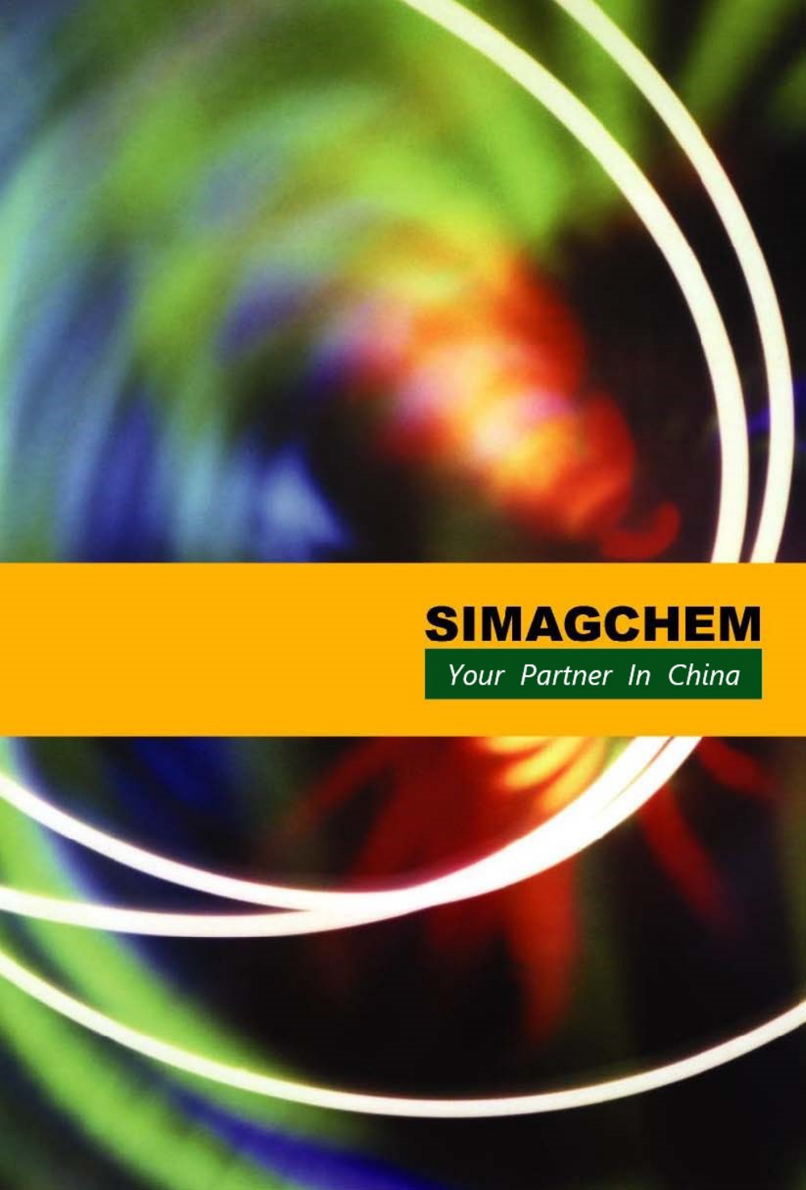# SIMAGCHEM

*Your Partner In China*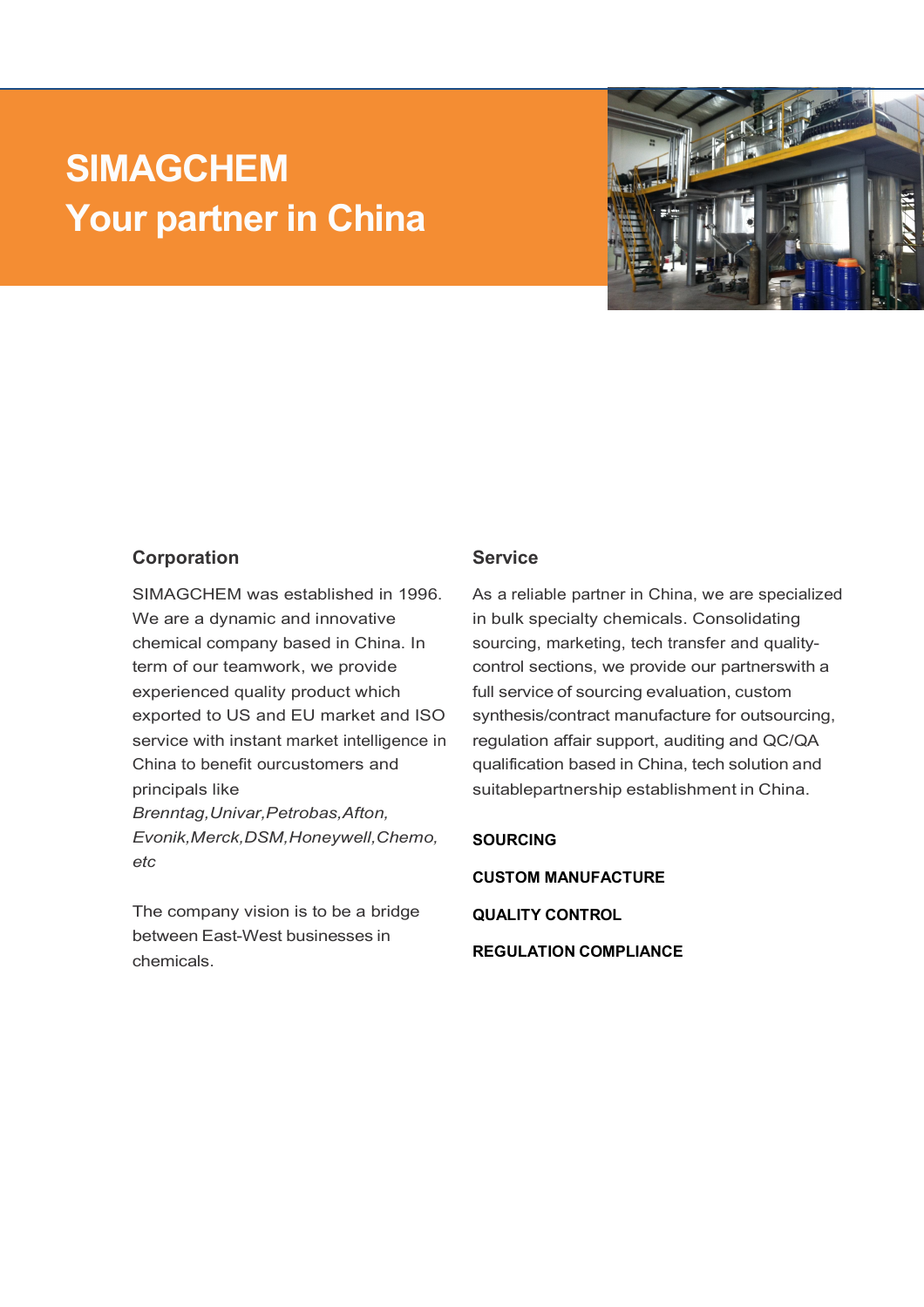# SIMAGCHEM
# Your partner in China

## Corporation

SIMAGCHEM was established in 1996. We are a dynamic and innovative chemical company based in China. In term of our teamwork, we provide experienced quality product which exported to US and EU market and ISO service with instant market intelligence in China to benefit ourcustomers and principals like *Brenntag,Univar,Petrobas,Afton, Evonik,Merck,DSM,Honeywell,Chemo, etc*

The company vision is to be a bridge between East-West businesses in chemicals.

## Service

As a reliable partner in China, we are specialized in bulk specialty chemicals. Consolidating sourcing, marketing, tech transfer and quality-control sections, we provide our partnerswith a full service of sourcing evaluation, custom synthesis/contract manufacture for outsourcing, regulation affair support, auditing and QC/QA qualification based in China, tech solution and suitablepartnership establishment in China.

**SOURCING**

**CUSTOM MANUFACTURE**

**QUALITY CONTROL**

**REGULATION COMPLIANCE**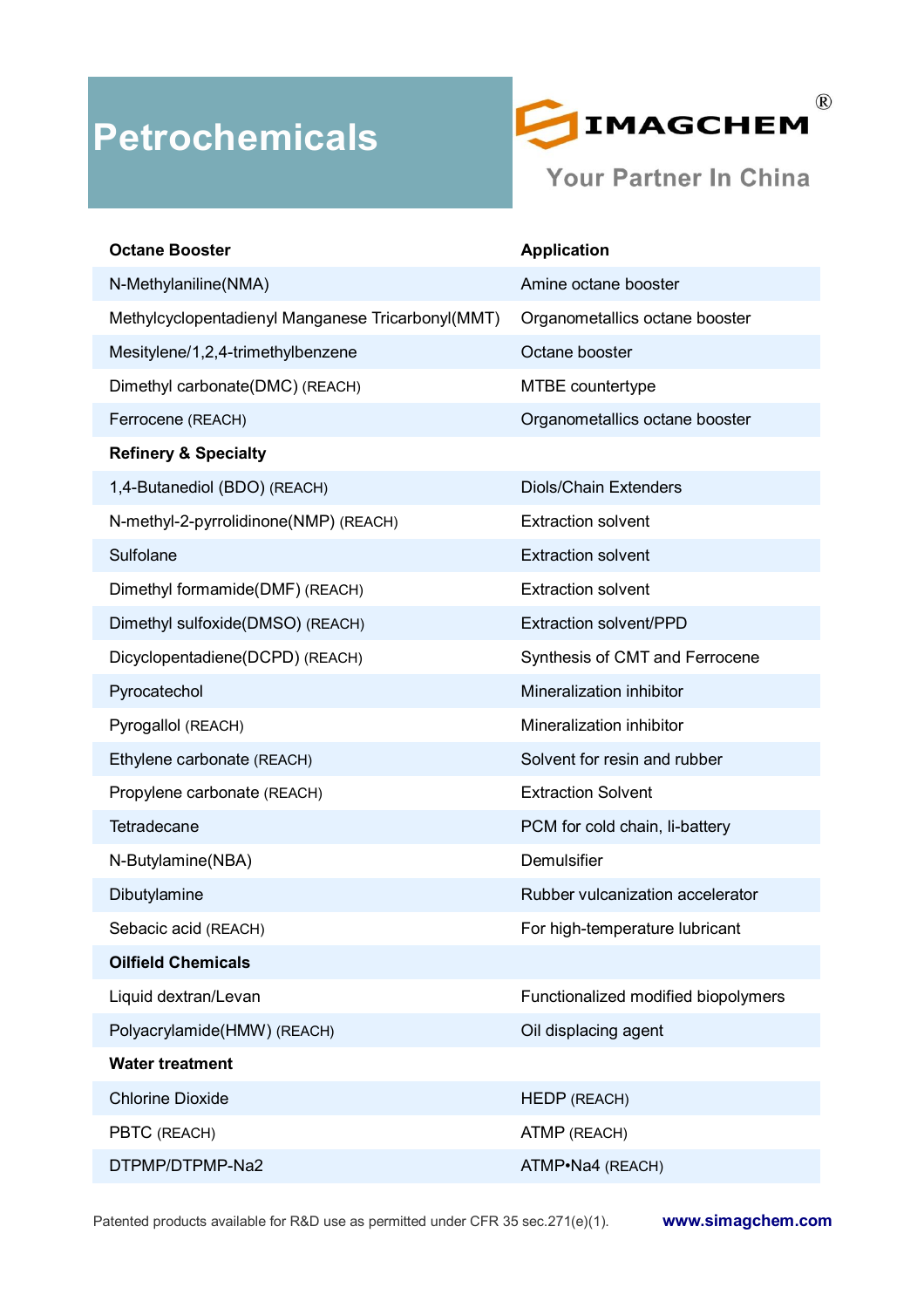# Petrochemicals

IMAGCHEM®
Your Partner In China

| Octane Booster | Application |
|---|---|
| N-Methylaniline(NMA) | Amine octane booster |
| Methylcyclopentadienyl Manganese Tricarbonyl(MMT) | Organometallics octane booster |
| Mesitylene/1,2,4-trimethylbenzene | Octane booster |
| Dimethyl carbonate(DMC) (REACH) | MTBE countertype |
| Ferrocene (REACH) | Organometallics octane booster |
| **Refinery & Specialty** | |
| 1,4-Butanediol (BDO) (REACH) | Diols/Chain Extenders |
| N-methyl-2-pyrrolidinone(NMP) (REACH) | Extraction solvent |
| Sulfolane | Extraction solvent |
| Dimethyl formamide(DMF) (REACH) | Extraction solvent |
| Dimethyl sulfoxide(DMSO) (REACH) | Extraction solvent/PPD |
| Dicyclopentadiene(DCPD) (REACH) | Synthesis of CMT and Ferrocene |
| Pyrocatechol | Mineralization inhibitor |
| Pyrogallol (REACH) | Mineralization inhibitor |
| Ethylene carbonate (REACH) | Solvent for resin and rubber |
| Propylene carbonate (REACH) | Extraction Solvent |
| Tetradecane | PCM for cold chain, li-battery |
| N-Butylamine(NBA) | Demulsifier |
| Dibutylamine | Rubber vulcanization accelerator |
| Sebacic acid (REACH) | For high-temperature lubricant |
| **Oilfield Chemicals** | |
| Liquid dextran/Levan | Functionalized modified biopolymers |
| Polyacrylamide(HMW) (REACH) | Oil displacing agent |
| **Water treatment** | |
| Chlorine Dioxide | HEDP (REACH) |
| PBTC (REACH) | ATMP (REACH) |
| DTPMP/DTPMP-Na2 | ATMP•Na4 (REACH) |

Patented products available for R&D use as permitted under CFR 35 sec.271(e)(1).

www.simagchem.com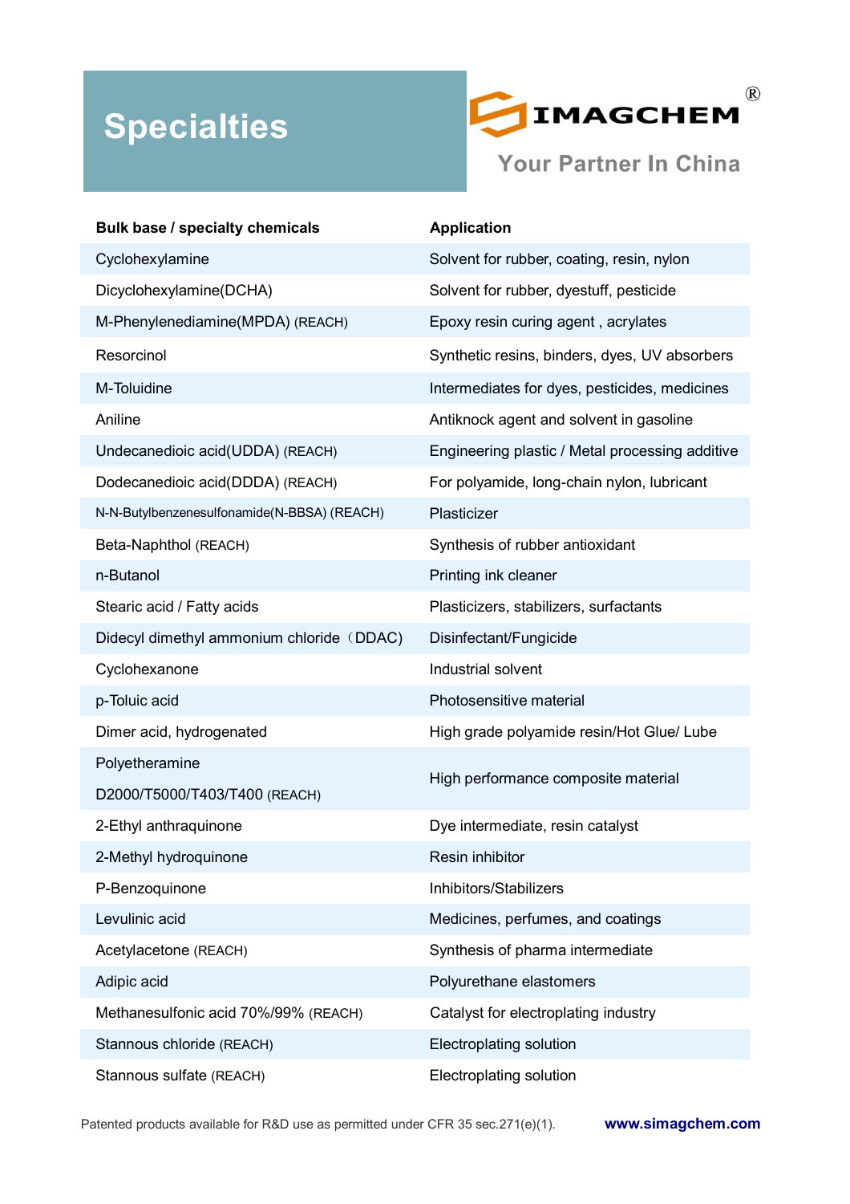# Specialties

IMAGCHEM®

Your Partner In China

| Bulk base / specialty chemicals | Application |
|---|---|
| Cyclohexylamine | Solvent for rubber, coating, resin, nylon |
| Dicyclohexylamine(DCHA) | Solvent for rubber, dyestuff, pesticide |
| M-Phenylenediamine(MPDA) (REACH) | Epoxy resin curing agent , acrylates |
| Resorcinol | Synthetic resins, binders, dyes, UV absorbers |
| M-Toluidine | Intermediates for dyes, pesticides, medicines |
| Aniline | Antiknock agent and solvent in gasoline |
| Undecanedioic acid(UDDA) (REACH) | Engineering plastic / Metal processing additive |
| Dodecanedioic acid(DDDA) (REACH) | For polyamide, long-chain nylon, lubricant |
| N-N-Butylbenzenesulfonamide(N-BBSA) (REACH) | Plasticizer |
| Beta-Naphthol (REACH) | Synthesis of rubber antioxidant |
| n-Butanol | Printing ink cleaner |
| Stearic acid / Fatty acids | Plasticizers, stabilizers, surfactants |
| Didecyl dimethyl ammonium chloride（DDAC) | Disinfectant/Fungicide |
| Cyclohexanone | Industrial solvent |
| p-Toluic acid | Photosensitive material |
| Dimer acid, hydrogenated | High grade polyamide resin/Hot Glue/ Lube |
| Polyetheramine D2000/T5000/T403/T400 (REACH) | High performance composite material |
| 2-Ethyl anthraquinone | Dye intermediate, resin catalyst |
| 2-Methyl hydroquinone | Resin inhibitor |
| P-Benzoquinone | Inhibitors/Stabilizers |
| Levulinic acid | Medicines, perfumes, and coatings |
| Acetylacetone (REACH) | Synthesis of pharma intermediate |
| Adipic acid | Polyurethane elastomers |
| Methanesulfonic acid 70%/99% (REACH) | Catalyst for electroplating industry |
| Stannous chloride (REACH) | Electroplating solution |
| Stannous sulfate (REACH) | Electroplating solution |

Patented products available for R&D use as permitted under CFR 35 sec.271(e)(1).

www.simagchem.com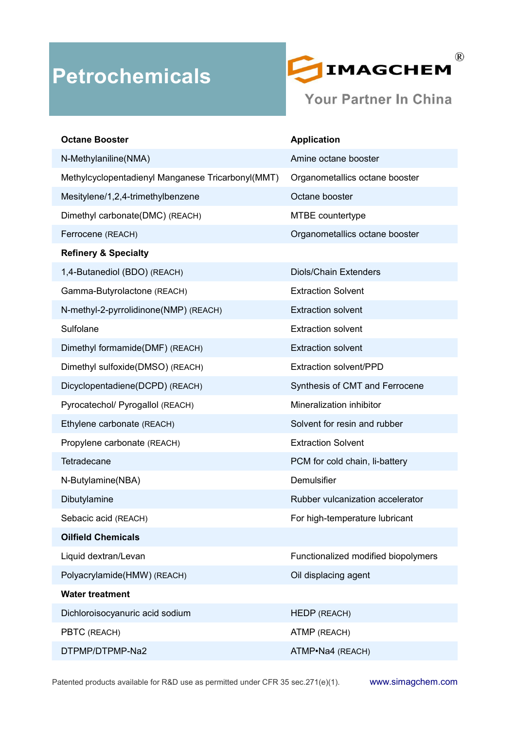# Petrochemicals

**IMAGCHEM®**

Your Partner In China

| **Octane Booster** | **Application** |
|---|---|
| N-Methylaniline(NMA) | Amine octane booster |
| Methylcyclopentadienyl Manganese Tricarbonyl(MMT) | Organometallics octane booster |
| Mesitylene/1,2,4-trimethylbenzene | Octane booster |
| Dimethyl carbonate(DMC) (REACH) | MTBE countertype |
| Ferrocene (REACH) | Organometallics octane booster |
| **Refinery & Specialty** | |
| 1,4-Butanediol (BDO) (REACH) | Diols/Chain Extenders |
| Gamma-Butyrolactone (REACH) | Extraction Solvent |
| N-methyl-2-pyrrolidinone(NMP) (REACH) | Extraction solvent |
| Sulfolane | Extraction solvent |
| Dimethyl formamide(DMF) (REACH) | Extraction solvent |
| Dimethyl sulfoxide(DMSO) (REACH) | Extraction solvent/PPD |
| Dicyclopentadiene(DCPD) (REACH) | Synthesis of CMT and Ferrocene |
| Pyrocatechol/ Pyrogallol (REACH) | Mineralization inhibitor |
| Ethylene carbonate (REACH) | Solvent for resin and rubber |
| Propylene carbonate (REACH) | Extraction Solvent |
| Tetradecane | PCM for cold chain, li-battery |
| N-Butylamine(NBA) | Demulsifier |
| Dibutylamine | Rubber vulcanization accelerator |
| Sebacic acid (REACH) | For high-temperature lubricant |
| **Oilfield Chemicals** | |
| Liquid dextran/Levan | Functionalized modified biopolymers |
| Polyacrylamide(HMW) (REACH) | Oil displacing agent |
| **Water treatment** | |
| Dichloroisocyanuric acid sodium | HEDP (REACH) |
| PBTC (REACH) | ATMP (REACH) |
| DTPMP/DTPMP-Na2 | ATMP•Na4 (REACH) |

Patented products available for R&D use as permitted under CFR 35 sec.271(e)(1). www.simagchem.com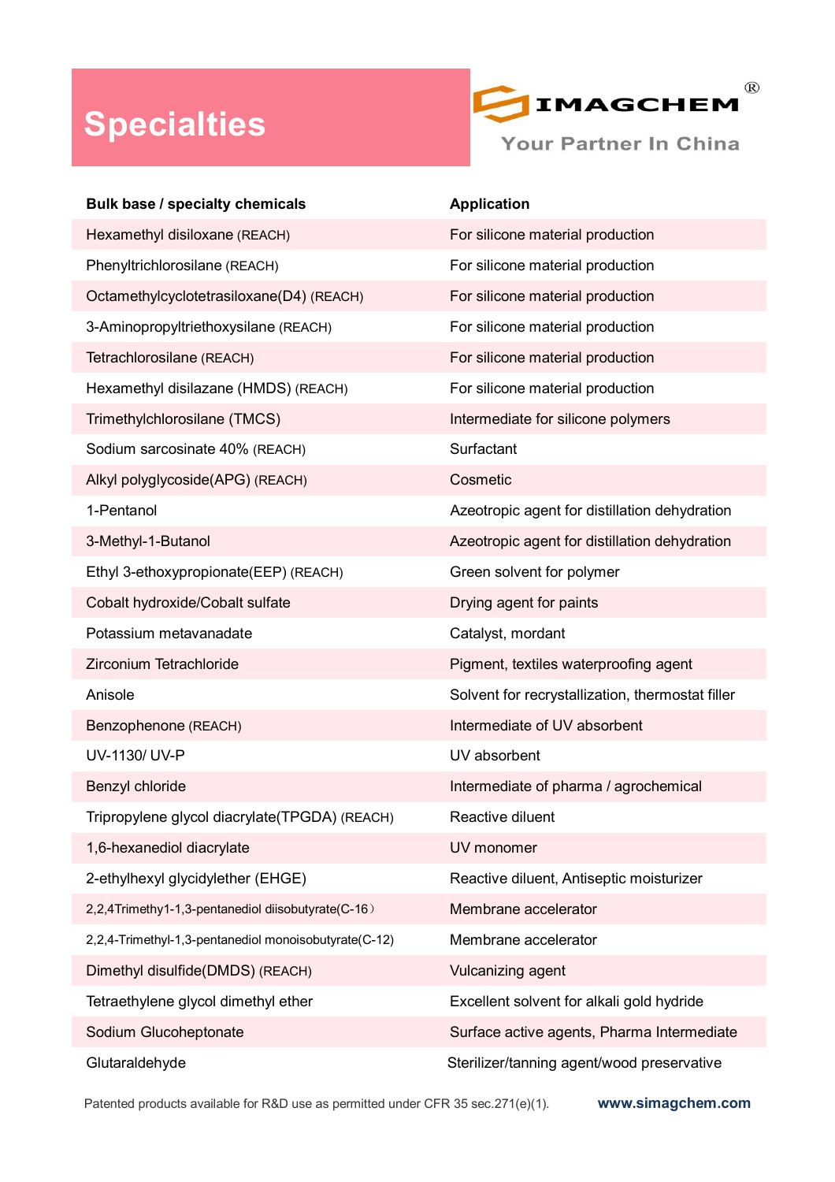# Specialties

IMAGCHEM®

Your Partner In China

| Bulk base / specialty chemicals | Application |
|---|---|
| Hexamethyl disiloxane (REACH) | For silicone material production |
| Phenyltrichlorosilane (REACH) | For silicone material production |
| Octamethylcyclotetrasiloxane(D4) (REACH) | For silicone material production |
| 3-Aminopropyltriethoxysilane (REACH) | For silicone material production |
| Tetrachlorosilane (REACH) | For silicone material production |
| Hexamethyl disilazane (HMDS) (REACH) | For silicone material production |
| Trimethylchlorosilane (TMCS) | Intermediate for silicone polymers |
| Sodium sarcosinate 40% (REACH) | Surfactant |
| Alkyl polyglycoside(APG) (REACH) | Cosmetic |
| 1-Pentanol | Azeotropic agent for distillation dehydration |
| 3-Methyl-1-Butanol | Azeotropic agent for distillation dehydration |
| Ethyl 3-ethoxypropionate(EEP) (REACH) | Green solvent for polymer |
| Cobalt hydroxide/Cobalt sulfate | Drying agent for paints |
| Potassium metavanadate | Catalyst, mordant |
| Zirconium Tetrachloride | Pigment, textiles waterproofing agent |
| Anisole | Solvent for recrystallization, thermostat filler |
| Benzophenone (REACH) | Intermediate of UV absorbent |
| UV-1130/ UV-P | UV absorbent |
| Benzyl chloride | Intermediate of pharma / agrochemical |
| Tripropylene glycol diacrylate(TPGDA) (REACH) | Reactive diluent |
| 1,6-hexanediol diacrylate | UV monomer |
| 2-ethylhexyl glycidylether (EHGE) | Reactive diluent, Antiseptic moisturizer |
| 2,2,4Trimethy1-1,3-pentanediol diisobutyrate(C-16) | Membrane accelerator |
| 2,2,4-Trimethyl-1,3-pentanediol monoisobutyrate(C-12) | Membrane accelerator |
| Dimethyl disulfide(DMDS) (REACH) | Vulcanizing agent |
| Tetraethylene glycol dimethyl ether | Excellent solvent for alkali gold hydride |
| Sodium Glucoheptonate | Surface active agents, Pharma Intermediate |
| Glutaraldehyde | Sterilizer/tanning agent/wood preservative |

Patented products available for R&D use as permitted under CFR 35 sec.271(e)(1).

www.simagchem.com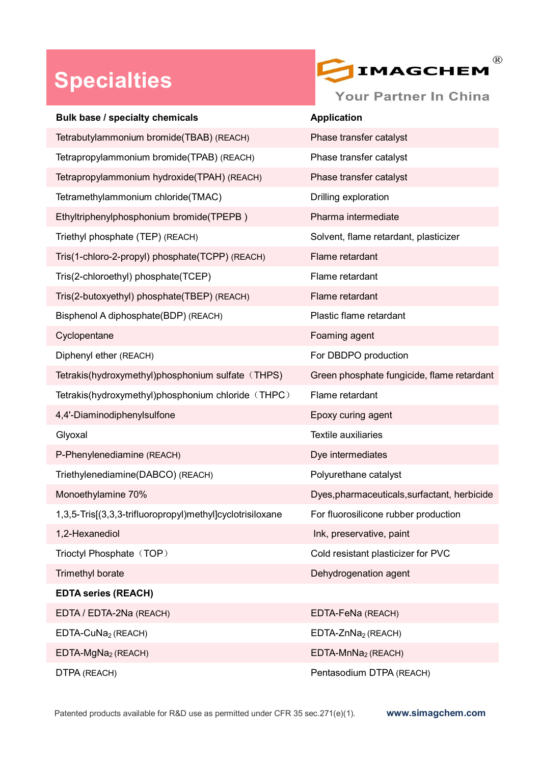# Specialties

IMAGCHEM®

Your Partner In China

| Bulk base / specialty chemicals | Application |
|---|---|
| Tetrabutylammonium bromide(TBAB) (REACH) | Phase transfer catalyst |
| Tetrapropylammonium bromide(TPAB) (REACH) | Phase transfer catalyst |
| Tetrapropylammonium hydroxide(TPAH) (REACH) | Phase transfer catalyst |
| Tetramethylammonium chloride(TMAC) | Drilling exploration |
| Ethyltriphenylphosphonium bromide(TPEPB ) | Pharma intermediate |
| Triethyl phosphate (TEP) (REACH) | Solvent, flame retardant, plasticizer |
| Tris(1-chloro-2-propyl) phosphate(TCPP) (REACH) | Flame retardant |
| Tris(2-chloroethyl) phosphate(TCEP) | Flame retardant |
| Tris(2-butoxyethyl) phosphate(TBEP) (REACH) | Flame retardant |
| Bisphenol A diphosphate(BDP) (REACH) | Plastic flame retardant |
| Cyclopentane | Foaming agent |
| Diphenyl ether (REACH) | For DBDPO production |
| Tetrakis(hydroxymethyl)phosphonium sulfate（THPS) | Green phosphate fungicide, flame retardant |
| Tetrakis(hydroxymethyl)phosphonium chloride（THPC） | Flame retardant |
| 4,4'-Diaminodiphenylsulfone | Epoxy curing agent |
| Glyoxal | Textile auxiliaries |
| P-Phenylenediamine (REACH) | Dye intermediates |
| Triethylenediamine(DABCO) (REACH) | Polyurethane catalyst |
| Monoethylamine 70% | Dyes,pharmaceuticals,surfactant, herbicide |
| 1,3,5-Tris[(3,3,3-trifluoropropyl)methyl]cyclotrisiloxane | For fluorosilicone rubber production |
| 1,2-Hexanediol | Ink, preservative, paint |
| Trioctyl Phosphate（TOP） | Cold resistant plasticizer for PVC |
| Trimethyl borate | Dehydrogenation agent |
| **EDTA series (REACH)** | |
| EDTA / EDTA-2Na (REACH) | EDTA-FeNa (REACH) |
| EDTA-$CuNa_2$ (REACH) | EDTA-$ZnNa_2$ (REACH) |
| EDTA-$MgNa_2$ (REACH) | EDTA-$MnNa_2$ (REACH) |
| DTPA (REACH) | Pentasodium DTPA (REACH) |

Patented products available for R&D use as permitted under CFR 35 sec.271(e)(1).

www.simagchem.com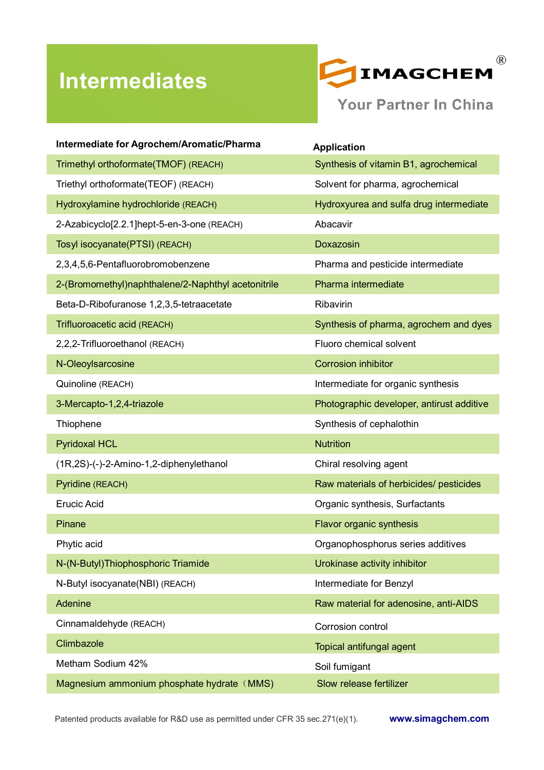# Intermediates

IMAGCHEM®

Your Partner In China

| Intermediate for Agrochem/Aromatic/Pharma | Application |
|---|---|
| Trimethyl orthoformate(TMOF) (REACH) | Synthesis of vitamin B1, agrochemical |
| Triethyl orthoformate(TEOF) (REACH) | Solvent for pharma, agrochemical |
| Hydroxylamine hydrochloride (REACH) | Hydroxyurea and sulfa drug intermediate |
| 2-Azabicyclo[2.2.1]hept-5-en-3-one (REACH) | Abacavir |
| Tosyl isocyanate(PTSI) (REACH) | Doxazosin |
| 2,3,4,5,6-Pentafluorobromobenzene | Pharma and pesticide intermediate |
| 2-(Bromomethyl)naphthalene/2-Naphthyl acetonitrile | Pharma intermediate |
| Beta-D-Ribofuranose 1,2,3,5-tetraacetate | Ribavirin |
| Trifluoroacetic acid (REACH) | Synthesis of pharma, agrochem and dyes |
| 2,2,2-Trifluoroethanol (REACH) | Fluoro chemical solvent |
| N-Oleoylsarcosine | Corrosion inhibitor |
| Quinoline (REACH) | Intermediate for organic synthesis |
| 3-Mercapto-1,2,4-triazole | Photographic developer, antirust additive |
| Thiophene | Synthesis of cephalothin |
| Pyridoxal HCL | Nutrition |
| (1R,2S)-(-)-2-Amino-1,2-diphenylethanol | Chiral resolving agent |
| Pyridine (REACH) | Raw materials of herbicides/ pesticides |
| Erucic Acid | Organic synthesis, Surfactants |
| Pinane | Flavor organic synthesis |
| Phytic acid | Organophosphorus series additives |
| N-(N-Butyl)Thiophosphoric Triamide | Urokinase activity inhibitor |
| N-Butyl isocyanate(NBI) (REACH) | Intermediate for Benzyl |
| Adenine | Raw material for adenosine, anti-AIDS |
| Cinnamaldehyde (REACH) | Corrosion control |
| Climbazole | Topical antifungal agent |
| Metham Sodium 42% | Soil fumigant |
| Magnesium ammonium phosphate hydrate（MMS) | Slow release fertilizer |

Patented products available for R&D use as permitted under CFR 35 sec.271(e)(1).

www.simagchem.com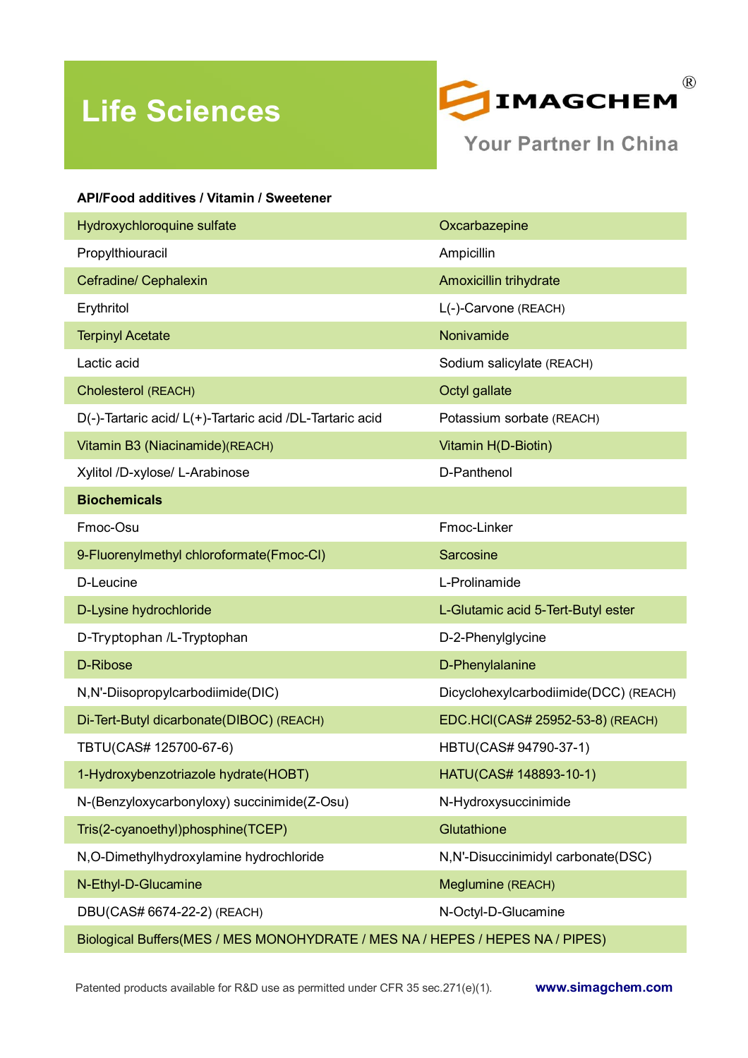# Life Sciences

IMAGCHEM®

Your Partner In China

**API/Food additives / Vitamin / Sweetener**

| | |
|---|---|
| Hydroxychloroquine sulfate | Oxcarbazepine |
| Propylthiouracil | Ampicillin |
| Cefradine/ Cephalexin | Amoxicillin trihydrate |
| Erythritol | L(-)-Carvone (REACH) |
| Terpinyl Acetate | Nonivamide |
| Lactic acid | Sodium salicylate (REACH) |
| Cholesterol (REACH) | Octyl gallate |
| D(-)-Tartaric acid/ L(+)-Tartaric acid /DL-Tartaric acid | Potassium sorbate (REACH) |
| Vitamin B3 (Niacinamide)(REACH) | Vitamin H(D-Biotin) |
| Xylitol /D-xylose/ L-Arabinose | D-Panthenol |
| **Biochemicals** | |
| Fmoc-Osu | Fmoc-Linker |
| 9-Fluorenylmethyl chloroformate(Fmoc-Cl) | Sarcosine |
| D-Leucine | L-Prolinamide |
| D-Lysine hydrochloride | L-Glutamic acid 5-Tert-Butyl ester |
| D-Tryptophan /L-Tryptophan | D-2-Phenylglycine |
| D-Ribose | D-Phenylalanine |
| N,N'-Diisopropylcarbodiimide(DIC) | Dicyclohexylcarbodiimide(DCC) (REACH) |
| Di-Tert-Butyl dicarbonate(DIBOC) (REACH) | EDC.HCl(CAS# 25952-53-8) (REACH) |
| TBTU(CAS# 125700-67-6) | HBTU(CAS# 94790-37-1) |
| 1-Hydroxybenzotriazole hydrate(HOBT) | HATU(CAS# 148893-10-1) |
| N-(Benzyloxycarbonyloxy) succinimide(Z-Osu) | N-Hydroxysuccinimide |
| Tris(2-cyanoethyl)phosphine(TCEP) | Glutathione |
| N,O-Dimethylhydroxylamine hydrochloride | N,N'-Disuccinimidyl carbonate(DSC) |
| N-Ethyl-D-Glucamine | Meglumine (REACH) |
| DBU(CAS# 6674-22-2) (REACH) | N-Octyl-D-Glucamine |
| Biological Buffers(MES / MES MONOHYDRATE / MES NA / HEPES / HEPES NA / PIPES) | |

Patented products available for R&D use as permitted under CFR 35 sec.271(e)(1).

www.simagchem.com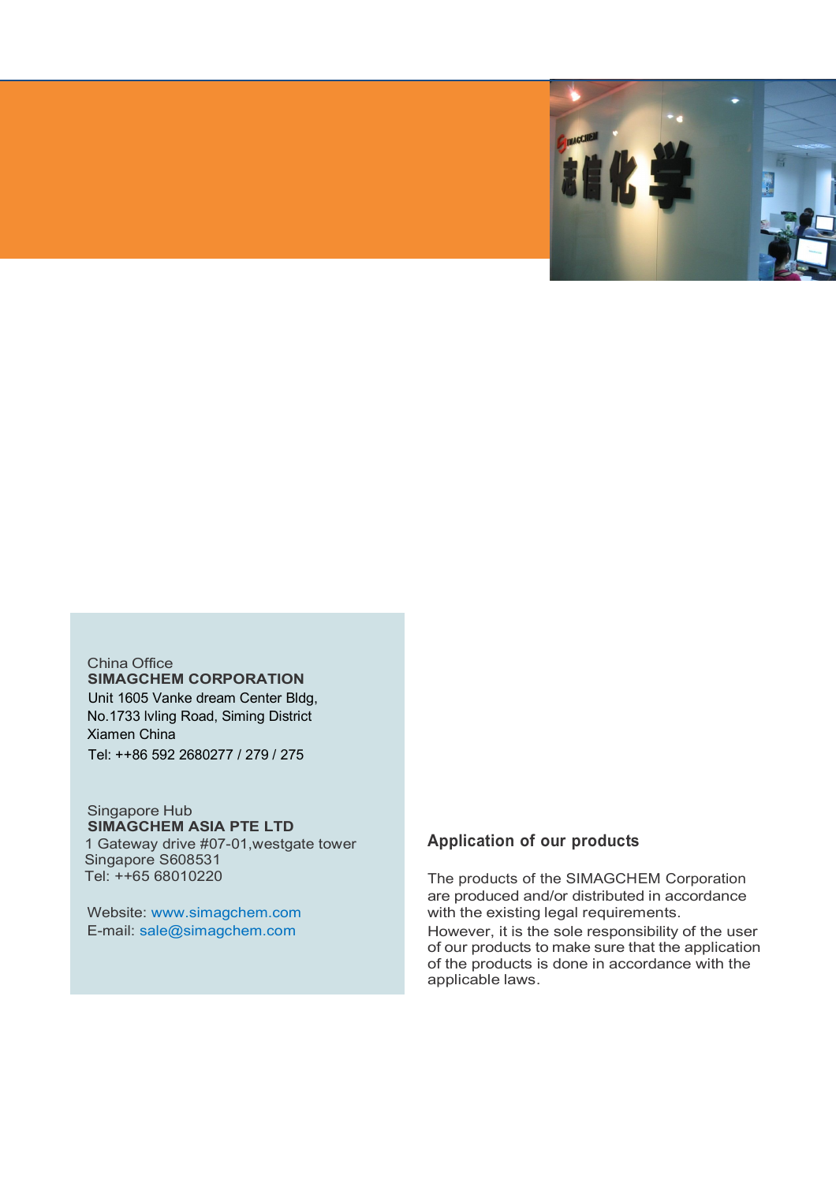China Office
**SIMAGCHEM CORPORATION**
Unit 1605 Vanke dream Center Bldg,
No.1733 lvling Road, Siming District
Xiamen China
Tel: ++86 592 2680277 / 279 / 275

Singapore Hub
**SIMAGCHEM ASIA PTE LTD**
1 Gateway drive #07-01,westgate tower
Singapore S608531
Tel: ++65 68010220

Website: www.simagchem.com
E-mail: sale@simagchem.com

## Application of our products

The products of the SIMAGCHEM Corporation are produced and/or distributed in accordance with the existing legal requirements.
However, it is the sole responsibility of the user of our products to make sure that the application of the products is done in accordance with the applicable laws.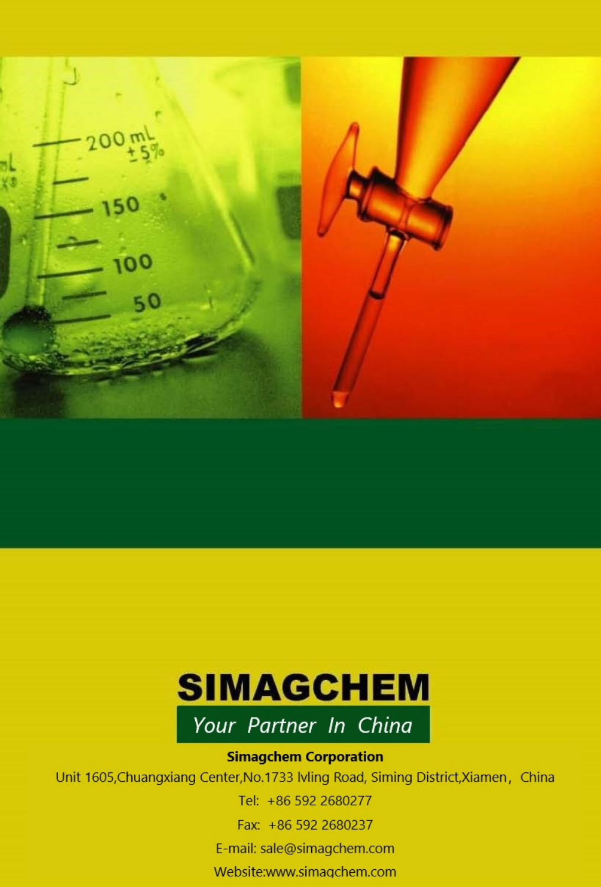# SIMAGCHEM

*Your Partner In China*

**Simagchem Corporation**

Unit 1605,Chuangxiang Center,No.1733 lvling Road, Siming District,Xiamen， China

Tel: +86 592 2680277

Fax: +86 592 2680237

E-mail: sale@simagchem.com

Website:www.simagchem.com